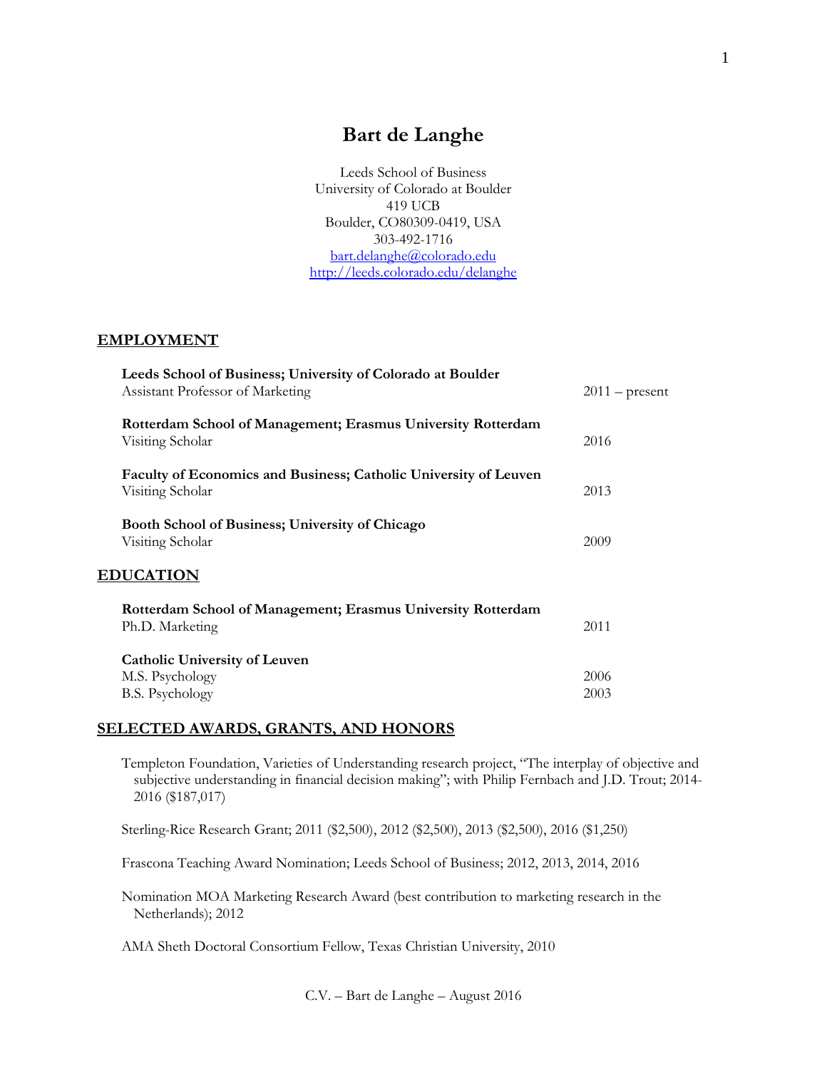# Bart de Langhe

Leeds School of Business
University of Colorado at Boulder
419 UCB
Boulder, CO80309-0419, USA
303-492-1716
bart.delanghe@colorado.edu
http://leeds.colorado.edu/delanghe

## EMPLOYMENT

**Leeds School of Business; University of Colorado at Boulder**
Assistant Professor of Marketing — 2011 – present

**Rotterdam School of Management; Erasmus University Rotterdam**
Visiting Scholar — 2016

**Faculty of Economics and Business; Catholic University of Leuven**
Visiting Scholar — 2013

**Booth School of Business; University of Chicago**
Visiting Scholar — 2009

## EDUCATION

**Rotterdam School of Management; Erasmus University Rotterdam**
Ph.D. Marketing — 2011

**Catholic University of Leuven**
M.S. Psychology — 2006
B.S. Psychology — 2003

## SELECTED AWARDS, GRANTS, AND HONORS

Templeton Foundation, Varieties of Understanding research project, "The interplay of objective and subjective understanding in financial decision making"; with Philip Fernbach and J.D. Trout; 2014-2016 ($187,017)

Sterling-Rice Research Grant; 2011 ($2,500), 2012 ($2,500), 2013 ($2,500), 2016 ($1,250)

Frascona Teaching Award Nomination; Leeds School of Business; 2012, 2013, 2014, 2016

Nomination MOA Marketing Research Award (best contribution to marketing research in the Netherlands); 2012

AMA Sheth Doctoral Consortium Fellow, Texas Christian University, 2010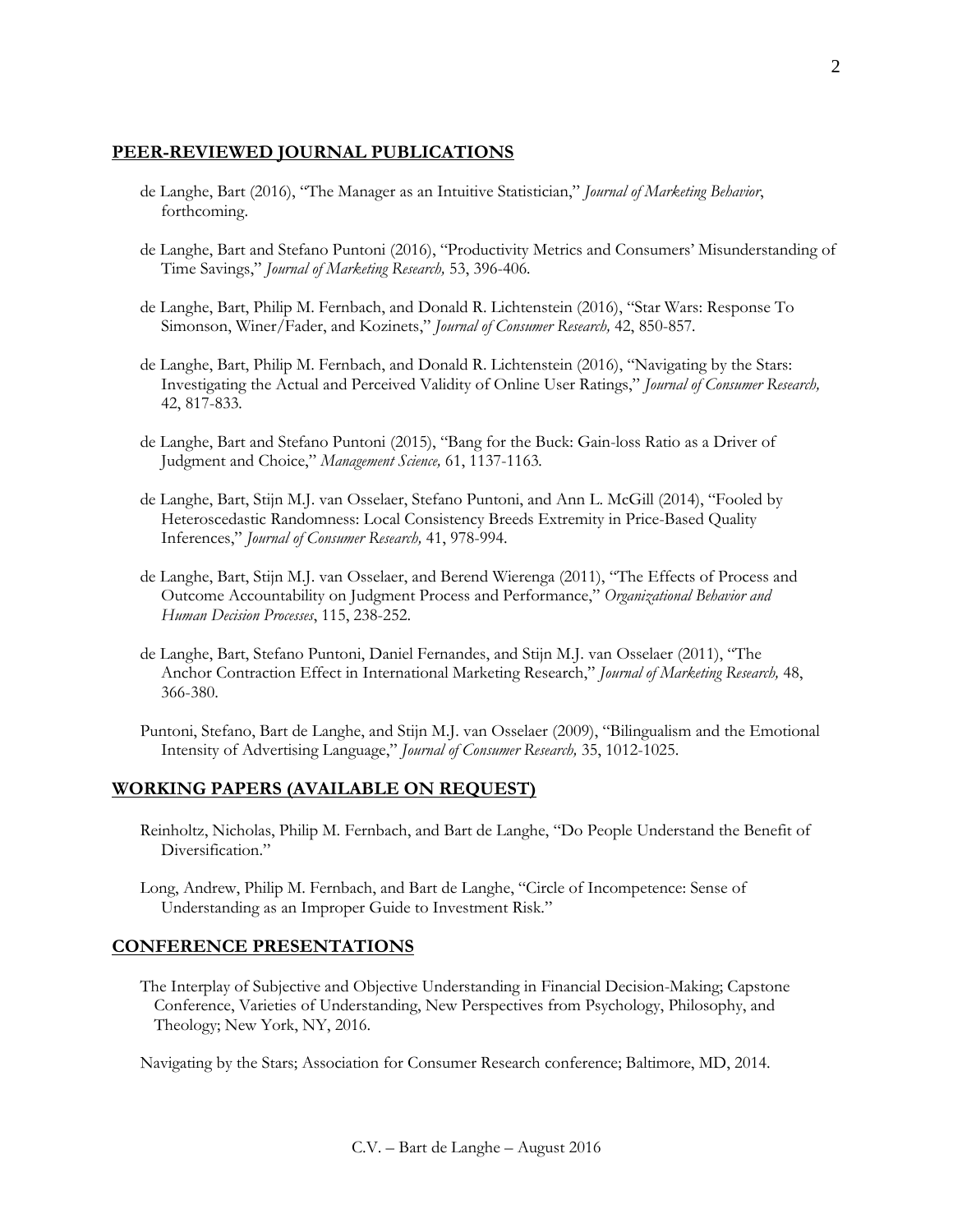## PEER-REVIEWED JOURNAL PUBLICATIONS

de Langhe, Bart (2016), "The Manager as an Intuitive Statistician," *Journal of Marketing Behavior*, forthcoming.

de Langhe, Bart and Stefano Puntoni (2016), "Productivity Metrics and Consumers' Misunderstanding of Time Savings," *Journal of Marketing Research,* 53, 396-406.

de Langhe, Bart, Philip M. Fernbach, and Donald R. Lichtenstein (2016), "Star Wars: Response To Simonson, Winer/Fader, and Kozinets," *Journal of Consumer Research,* 42, 850-857.

de Langhe, Bart, Philip M. Fernbach, and Donald R. Lichtenstein (2016), "Navigating by the Stars: Investigating the Actual and Perceived Validity of Online User Ratings," *Journal of Consumer Research,* 42, 817-833.

de Langhe, Bart and Stefano Puntoni (2015), "Bang for the Buck: Gain-loss Ratio as a Driver of Judgment and Choice," *Management Science,* 61, 1137-1163.

de Langhe, Bart, Stijn M.J. van Osselaer, Stefano Puntoni, and Ann L. McGill (2014), "Fooled by Heteroscedastic Randomness: Local Consistency Breeds Extremity in Price-Based Quality Inferences," *Journal of Consumer Research,* 41, 978-994.

de Langhe, Bart, Stijn M.J. van Osselaer, and Berend Wierenga (2011), "The Effects of Process and Outcome Accountability on Judgment Process and Performance," *Organizational Behavior and Human Decision Processes*, 115, 238-252.

de Langhe, Bart, Stefano Puntoni, Daniel Fernandes, and Stijn M.J. van Osselaer (2011), "The Anchor Contraction Effect in International Marketing Research," *Journal of Marketing Research,* 48, 366-380.

Puntoni, Stefano, Bart de Langhe, and Stijn M.J. van Osselaer (2009), "Bilingualism and the Emotional Intensity of Advertising Language," *Journal of Consumer Research,* 35, 1012-1025.

## WORKING PAPERS (AVAILABLE ON REQUEST)

Reinholtz, Nicholas, Philip M. Fernbach, and Bart de Langhe, "Do People Understand the Benefit of Diversification."

Long, Andrew, Philip M. Fernbach, and Bart de Langhe, "Circle of Incompetence: Sense of Understanding as an Improper Guide to Investment Risk."

## CONFERENCE PRESENTATIONS

The Interplay of Subjective and Objective Understanding in Financial Decision-Making; Capstone Conference, Varieties of Understanding, New Perspectives from Psychology, Philosophy, and Theology; New York, NY, 2016.

Navigating by the Stars; Association for Consumer Research conference; Baltimore, MD, 2014.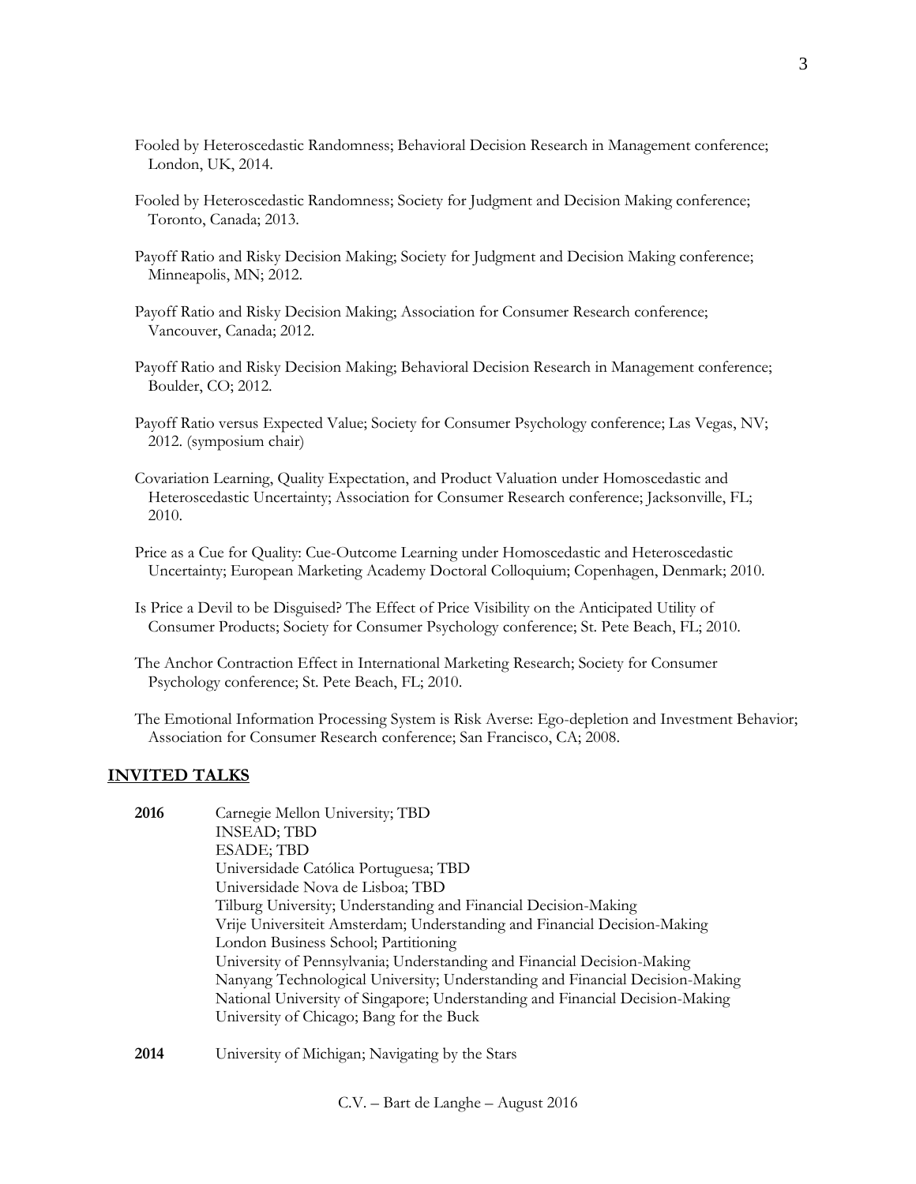Fooled by Heteroscedastic Randomness; Behavioral Decision Research in Management conference; London, UK, 2014.

Fooled by Heteroscedastic Randomness; Society for Judgment and Decision Making conference; Toronto, Canada; 2013.

Payoff Ratio and Risky Decision Making; Society for Judgment and Decision Making conference; Minneapolis, MN; 2012.

Payoff Ratio and Risky Decision Making; Association for Consumer Research conference; Vancouver, Canada; 2012.

Payoff Ratio and Risky Decision Making; Behavioral Decision Research in Management conference; Boulder, CO; 2012.

Payoff Ratio versus Expected Value; Society for Consumer Psychology conference; Las Vegas, NV; 2012. (symposium chair)

Covariation Learning, Quality Expectation, and Product Valuation under Homoscedastic and Heteroscedastic Uncertainty; Association for Consumer Research conference; Jacksonville, FL; 2010.

Price as a Cue for Quality: Cue-Outcome Learning under Homoscedastic and Heteroscedastic Uncertainty; European Marketing Academy Doctoral Colloquium; Copenhagen, Denmark; 2010.

Is Price a Devil to be Disguised? The Effect of Price Visibility on the Anticipated Utility of Consumer Products; Society for Consumer Psychology conference; St. Pete Beach, FL; 2010.

The Anchor Contraction Effect in International Marketing Research; Society for Consumer Psychology conference; St. Pete Beach, FL; 2010.

The Emotional Information Processing System is Risk Averse: Ego-depletion and Investment Behavior; Association for Consumer Research conference; San Francisco, CA; 2008.

## INVITED TALKS

**2016**
Carnegie Mellon University; TBD
INSEAD; TBD
ESADE; TBD
Universidade Católica Portuguesa; TBD
Universidade Nova de Lisboa; TBD
Tilburg University; Understanding and Financial Decision-Making
Vrije Universiteit Amsterdam; Understanding and Financial Decision-Making
London Business School; Partitioning
University of Pennsylvania; Understanding and Financial Decision-Making
Nanyang Technological University; Understanding and Financial Decision-Making
National University of Singapore; Understanding and Financial Decision-Making
University of Chicago; Bang for the Buck

**2014**
University of Michigan; Navigating by the Stars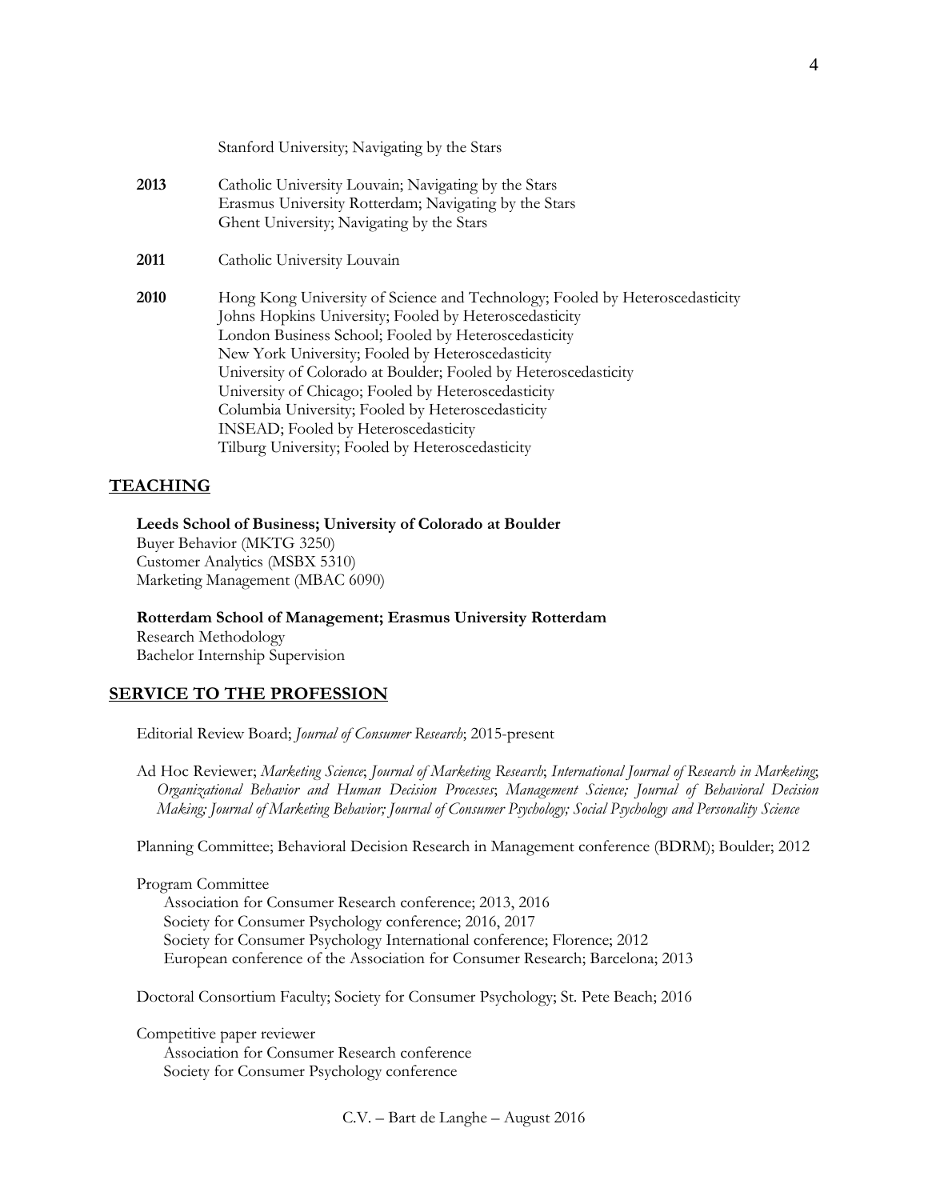Stanford University; Navigating by the Stars

**2013** Catholic University Louvain; Navigating by the Stars
Erasmus University Rotterdam; Navigating by the Stars
Ghent University; Navigating by the Stars

**2011** Catholic University Louvain

**2010** Hong Kong University of Science and Technology; Fooled by Heteroscedasticity
Johns Hopkins University; Fooled by Heteroscedasticity
London Business School; Fooled by Heteroscedasticity
New York University; Fooled by Heteroscedasticity
University of Colorado at Boulder; Fooled by Heteroscedasticity
University of Chicago; Fooled by Heteroscedasticity
Columbia University; Fooled by Heteroscedasticity
INSEAD; Fooled by Heteroscedasticity
Tilburg University; Fooled by Heteroscedasticity

## TEACHING

**Leeds School of Business; University of Colorado at Boulder**
Buyer Behavior (MKTG 3250)
Customer Analytics (MSBX 5310)
Marketing Management (MBAC 6090)

**Rotterdam School of Management; Erasmus University Rotterdam**
Research Methodology
Bachelor Internship Supervision

## SERVICE TO THE PROFESSION

Editorial Review Board; *Journal of Consumer Research*; 2015-present

Ad Hoc Reviewer; *Marketing Science*; *Journal of Marketing Research*; *International Journal of Research in Marketing*; *Organizational Behavior and Human Decision Processes*; *Management Science; Journal of Behavioral Decision Making; Journal of Marketing Behavior; Journal of Consumer Psychology; Social Psychology and Personality Science*

Planning Committee; Behavioral Decision Research in Management conference (BDRM); Boulder; 2012

Program Committee
- Association for Consumer Research conference; 2013, 2016
- Society for Consumer Psychology conference; 2016, 2017
- Society for Consumer Psychology International conference; Florence; 2012
- European conference of the Association for Consumer Research; Barcelona; 2013

Doctoral Consortium Faculty; Society for Consumer Psychology; St. Pete Beach; 2016

Competitive paper reviewer
- Association for Consumer Research conference
- Society for Consumer Psychology conference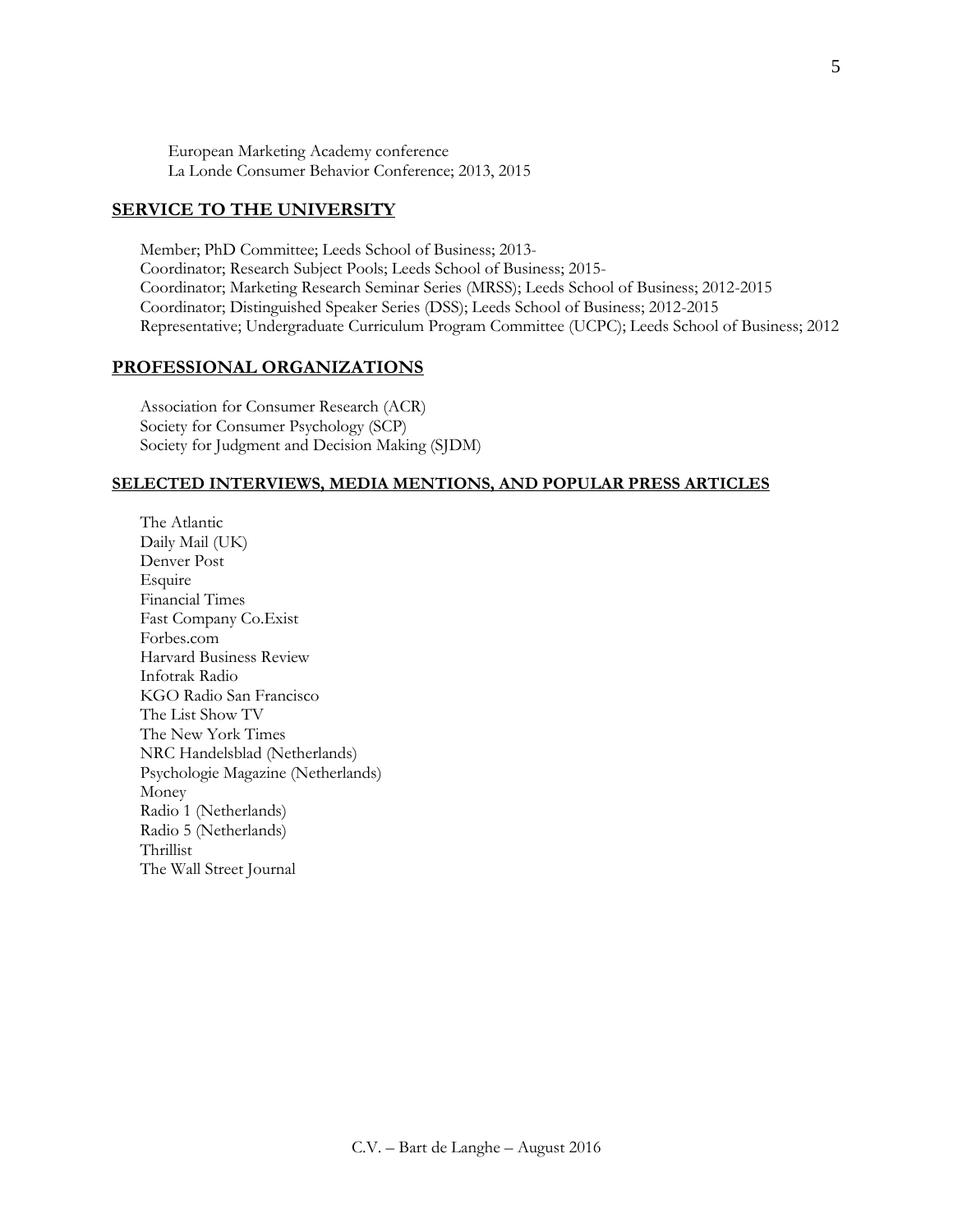European Marketing Academy conference
La Londe Consumer Behavior Conference; 2013, 2015

## SERVICE TO THE UNIVERSITY

Member; PhD Committee; Leeds School of Business; 2013-
Coordinator; Research Subject Pools; Leeds School of Business; 2015-
Coordinator; Marketing Research Seminar Series (MRSS); Leeds School of Business; 2012-2015
Coordinator; Distinguished Speaker Series (DSS); Leeds School of Business; 2012-2015
Representative; Undergraduate Curriculum Program Committee (UCPC); Leeds School of Business; 2012

## PROFESSIONAL ORGANIZATIONS

Association for Consumer Research (ACR)
Society for Consumer Psychology (SCP)
Society for Judgment and Decision Making (SJDM)

## SELECTED INTERVIEWS, MEDIA MENTIONS, AND POPULAR PRESS ARTICLES

The Atlantic
Daily Mail (UK)
Denver Post
Esquire
Financial Times
Fast Company Co.Exist
Forbes.com
Harvard Business Review
Infotrak Radio
KGO Radio San Francisco
The List Show TV
The New York Times
NRC Handelsblad (Netherlands)
Psychologie Magazine (Netherlands)
Money
Radio 1 (Netherlands)
Radio 5 (Netherlands)
Thrillist
The Wall Street Journal